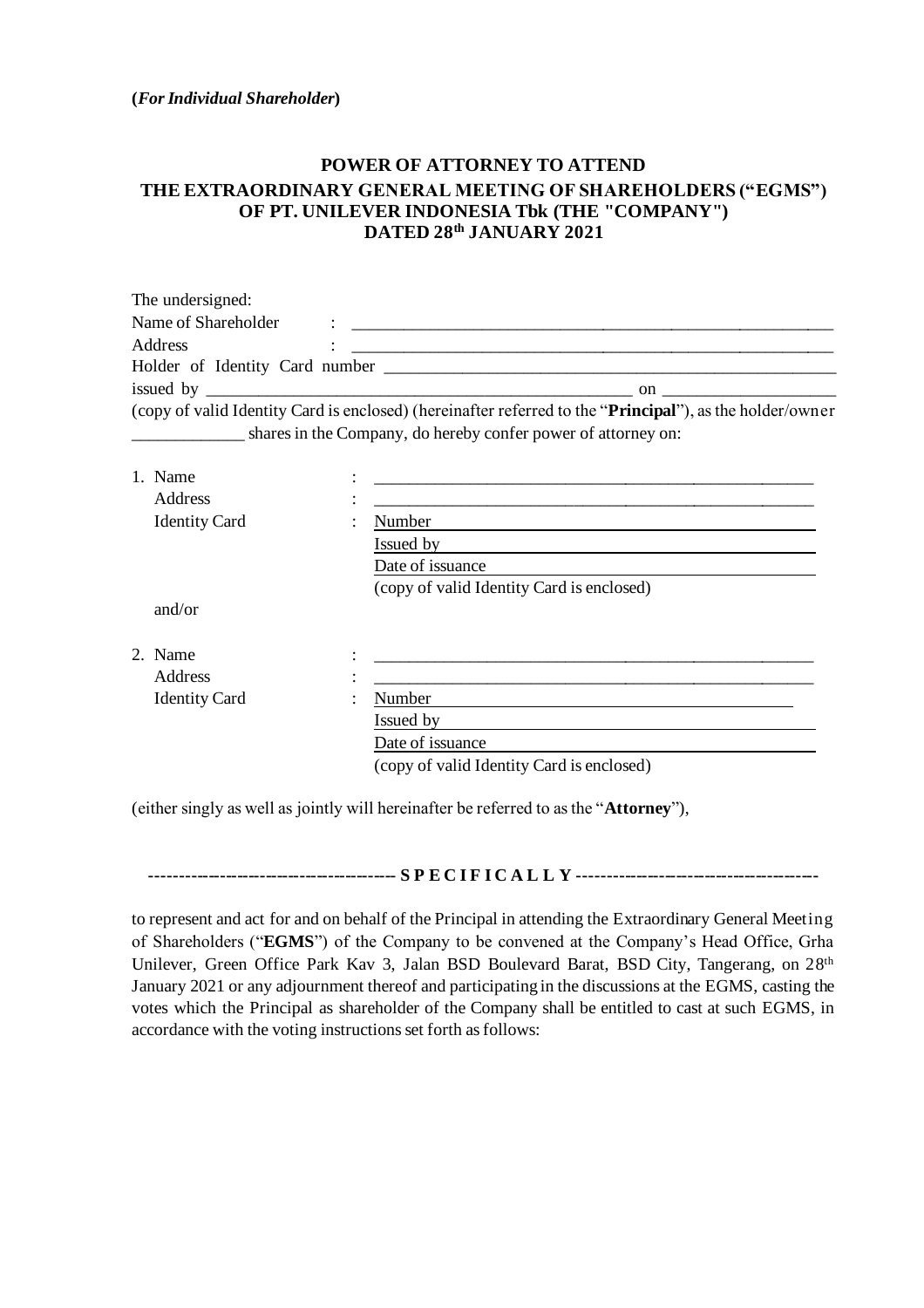**(*For Individual Shareholder*)**

# POWER OF ATTORNEY TO ATTEND THE EXTRAORDINARY GENERAL MEETING OF SHAREHOLDERS ("EGMS") OF PT. UNILEVER INDONESIA Tbk (THE "COMPANY") DATED 28th JANUARY 2021

The undersigned:

Name of Shareholder : ____________________________________________

Address : ____________________________________________

Holder of Identity Card number ____________________________________________

issued by ____________________________________________ on ____________________

(copy of valid Identity Card is enclosed) (hereinafter referred to the "**Principal**"), as the holder/owner _____________ shares in the Company, do hereby confer power of attorney on:

1. Name : ____________________________________________

   Address : ____________________________________________

   Identity Card : Number ____________________________________________

   Issued by ____________________________________________

   Date of issuance ____________________________________________

   (copy of valid Identity Card is enclosed)

   and/or

2. Name : ____________________________________________

   Address : ____________________________________________

   Identity Card : Number ____________________________________________

   Issued by ____________________________________________

   Date of issuance ____________________________________________

   (copy of valid Identity Card is enclosed)

(either singly as well as jointly will hereinafter be referred to as the "**Attorney**"),

---------------------------------------- **S P E C I F I C A L L Y** ----------------------------------------

to represent and act for and on behalf of the Principal in attending the Extraordinary General Meeting of Shareholders ("**EGMS**") of the Company to be convened at the Company's Head Office, Grha Unilever, Green Office Park Kav 3, Jalan BSD Boulevard Barat, BSD City, Tangerang, on 28th January 2021 or any adjournment thereof and participating in the discussions at the EGMS, casting the votes which the Principal as shareholder of the Company shall be entitled to cast at such EGMS, in accordance with the voting instructions set forth as follows: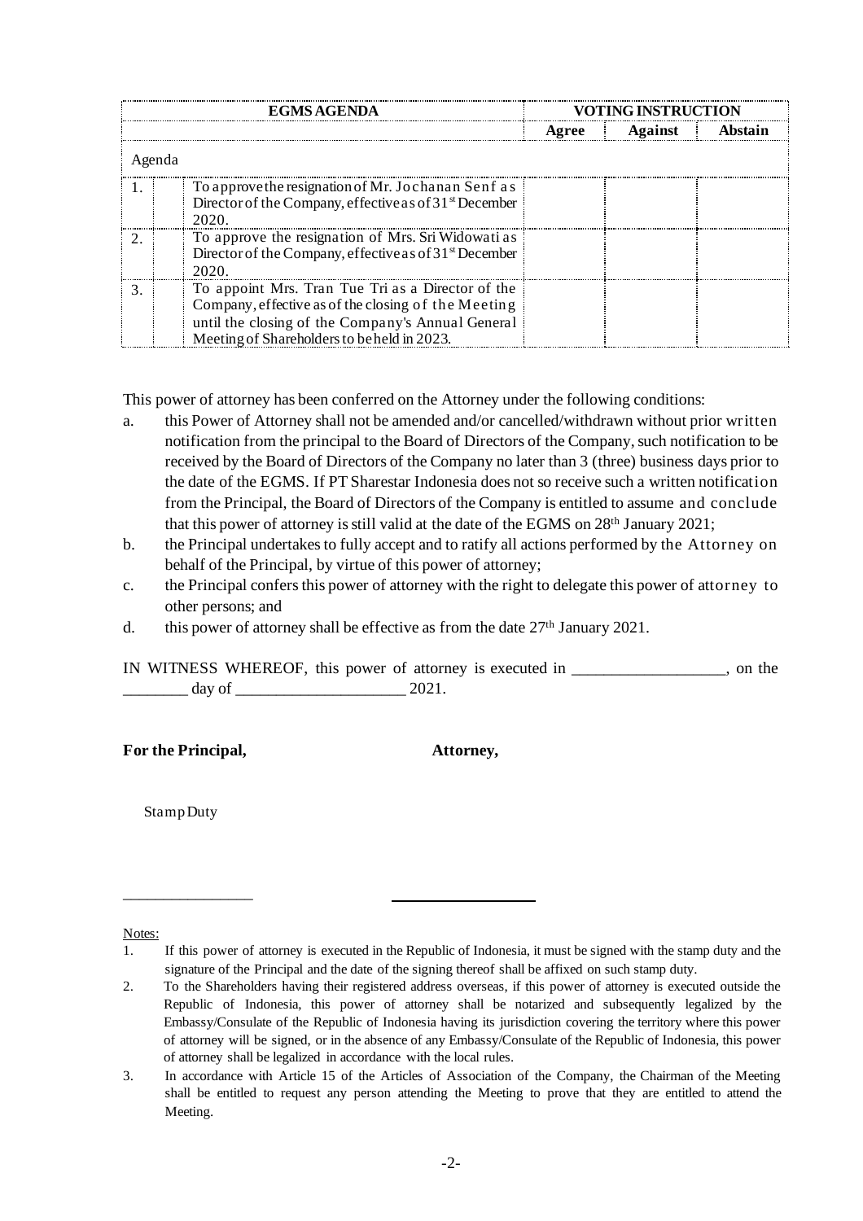| EGMS AGENDA | | VOTING INSTRUCTION | | |
|---|---|---|---|---|
| | | Agree | Against | Abstain |
| Agenda | | | | |
| 1. | To approve the resignation of Mr. Jochanan Senf as Director of the Company, effective as of 31st December 2020. | | | |
| 2. | To approve the resignation of Mrs. Sri Widowati as Director of the Company, effective as of 31st December 2020. | | | |
| 3. | To appoint Mrs. Tran Tue Tri as a Director of the Company, effective as of the closing of the Meeting until the closing of the Company's Annual General Meeting of Shareholders to be held in 2023. | | | |

This power of attorney has been conferred on the Attorney under the following conditions:

a. this Power of Attorney shall not be amended and/or cancelled/withdrawn without prior written notification from the principal to the Board of Directors of the Company, such notification to be received by the Board of Directors of the Company no later than 3 (three) business days prior to the date of the EGMS. If PT Sharestar Indonesia does not so receive such a written notification from the Principal, the Board of Directors of the Company is entitled to assume and conclude that this power of attorney is still valid at the date of the EGMS on 28th January 2021;
b. the Principal undertakes to fully accept and to ratify all actions performed by the Attorney on behalf of the Principal, by virtue of this power of attorney;
c. the Principal confers this power of attorney with the right to delegate this power of attorney to other persons; and
d. this power of attorney shall be effective as from the date 27th January 2021.

IN WITNESS WHEREOF, this power of attorney is executed in ___________________, on the ________ day of _____________________ 2021.

**For the Principal,** **Attorney,**

Stamp Duty

_________________ _________________

Notes:

1. If this power of attorney is executed in the Republic of Indonesia, it must be signed with the stamp duty and the signature of the Principal and the date of the signing thereof shall be affixed on such stamp duty.
2. To the Shareholders having their registered address overseas, if this power of attorney is executed outside the Republic of Indonesia, this power of attorney shall be notarized and subsequently legalized by the Embassy/Consulate of the Republic of Indonesia having its jurisdiction covering the territory where this power of attorney will be signed, or in the absence of any Embassy/Consulate of the Republic of Indonesia, this power of attorney shall be legalized in accordance with the local rules.
3. In accordance with Article 15 of the Articles of Association of the Company, the Chairman of the Meeting shall be entitled to request any person attending the Meeting to prove that they are entitled to attend the Meeting.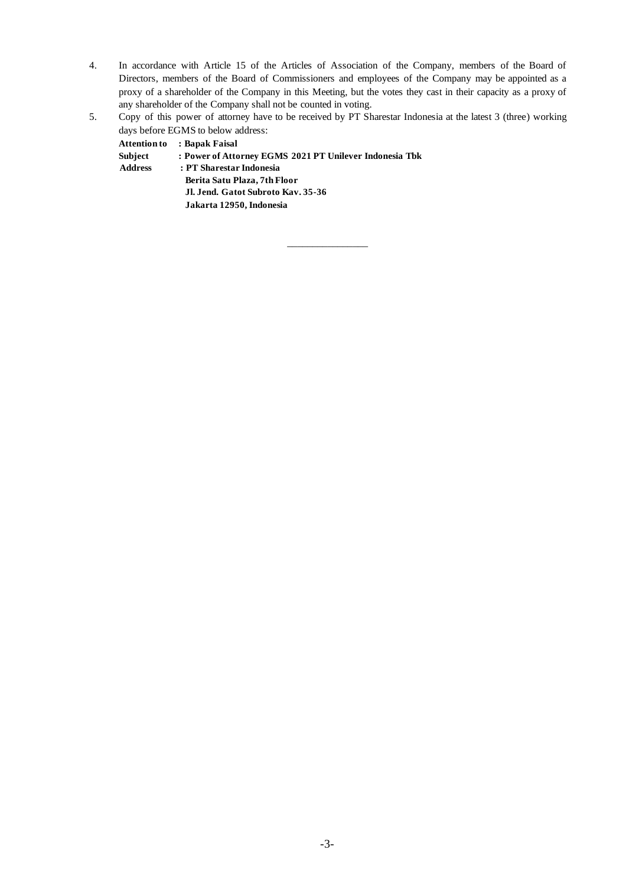4. In accordance with Article 15 of the Articles of Association of the Company, members of the Board of Directors, members of the Board of Commissioners and employees of the Company may be appointed as a proxy of a shareholder of the Company in this Meeting, but the votes they cast in their capacity as a proxy of any shareholder of the Company shall not be counted in voting.
5. Copy of this power of attorney have to be received by PT Sharestar Indonesia at the latest 3 (three) working days before EGMS to below address:

   **Attention to : Bapak Faisal**
   **Subject : Power of Attorney EGMS 2021 PT Unilever Indonesia Tbk**
   **Address : PT Sharestar Indonesia**
   **Berita Satu Plaza, 7th Floor**
   **Jl. Jend. Gatot Subroto Kav. 35-36**
   **Jakarta 12950, Indonesia**

---